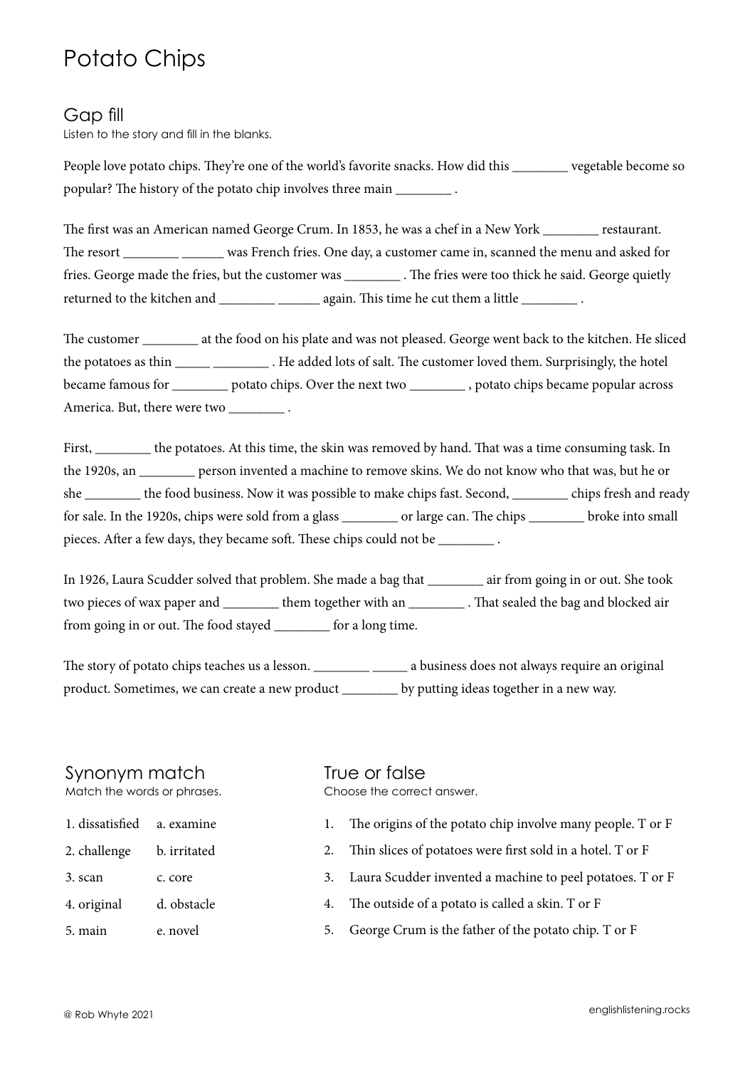# Potato Chips

## Gap fill

Listen to the story and fill in the blanks.

People love potato chips. They're one of the world's favorite snacks. How did this ________ vegetable become so popular? The history of the potato chip involves three main ________ .

The first was an American named George Crum. In 1853, he was a chef in a New York ________ restaurant. The resort ________ ______ was French fries. One day, a customer came in, scanned the menu and asked for fries. George made the fries, but the customer was ________ . The fries were too thick he said. George quietly returned to the kitchen and ________ ______ again. This time he cut them a little ________ .

The customer ________ at the food on his plate and was not pleased. George went back to the kitchen. He sliced the potatoes as thin _____ ________ . He added lots of salt. The customer loved them. Surprisingly, the hotel became famous for ________ potato chips. Over the next two ________ , potato chips became popular across America. But, there were two ________ .

First, ________ the potatoes. At this time, the skin was removed by hand. That was a time consuming task. In the 1920s, an ________ person invented a machine to remove skins. We do not know who that was, but he or she ________ the food business. Now it was possible to make chips fast. Second, ________ chips fresh and ready for sale. In the 1920s, chips were sold from a glass ________ or large can. The chips ________ broke into small pieces. After a few days, they became soft. These chips could not be ________ .

In 1926, Laura Scudder solved that problem. She made a bag that ________ air from going in or out. She took two pieces of wax paper and ________ them together with an ________ . That sealed the bag and blocked air from going in or out. The food stayed ________ for a long time.

The story of potato chips teaches us a lesson. ________ _____ a business does not always require an original product. Sometimes, we can create a new product ________ by putting ideas together in a new way.

## Synonym match

Match the words or phrases.

| | |
|---|---|
| 1. dissatisfied | a. examine |
| 2. challenge | b. irritated |
| 3. scan | c. core |
| 4. original | d. obstacle |
| 5. main | e. novel |

## True or false

Choose the correct answer.

1. The origins of the potato chip involve many people. T or F
2. Thin slices of potatoes were first sold in a hotel. T or F
3. Laura Scudder invented a machine to peel potatoes. T or F
4. The outside of a potato is called a skin. T or F
5. George Crum is the father of the potato chip. T or F

© Rob Whyte 2021

englishlistening.rocks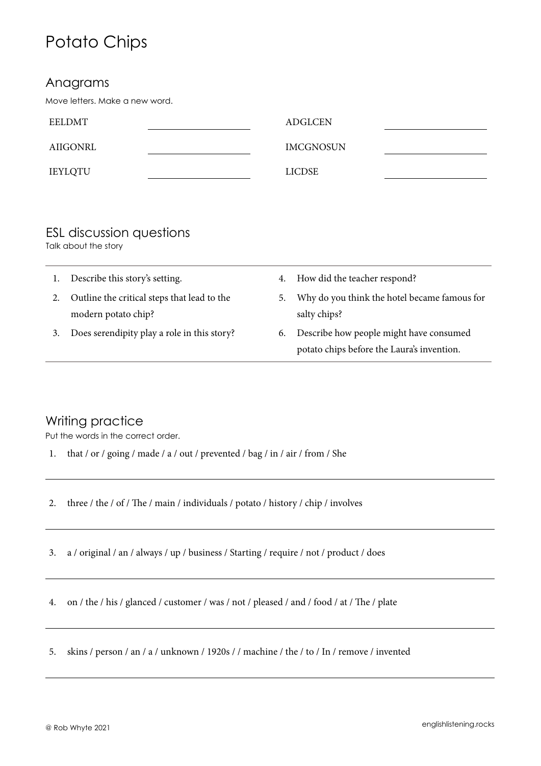# Potato Chips

## Anagrams

Move letters. Make a new word.

| | | | |
|---|---|---|---|
| EELDMT | ________ | ADGLCEN | ________ |
| AIIGONRL | ________ | IMCGNOSUN | ________ |
| IEYLQTU | ________ | LICDSE | ________ |

## ESL discussion questions

Talk about the story

1. Describe this story's setting.
2. Outline the critical steps that lead to the modern potato chip?
3. Does serendipity play a role in this story?
4. How did the teacher respond?
5. Why do you think the hotel became famous for salty chips?
6. Describe how people might have consumed potato chips before the Laura's invention.

## Writing practice

Put the words in the correct order.

1. that / or / going / made / a / out / prevented / bag / in / air / from / She
2. three / the / of / The / main / individuals / potato / history / chip / involves
3. a / original / an / always / up / business / Starting / require / not / product / does
4. on / the / his / glanced / customer / was / not / pleased / and / food / at / The / plate
5. skins / person / an / a / unknown / 1920s / / machine / the / to / In / remove / invented

© Rob Whyte 2021

englishlistening.rocks